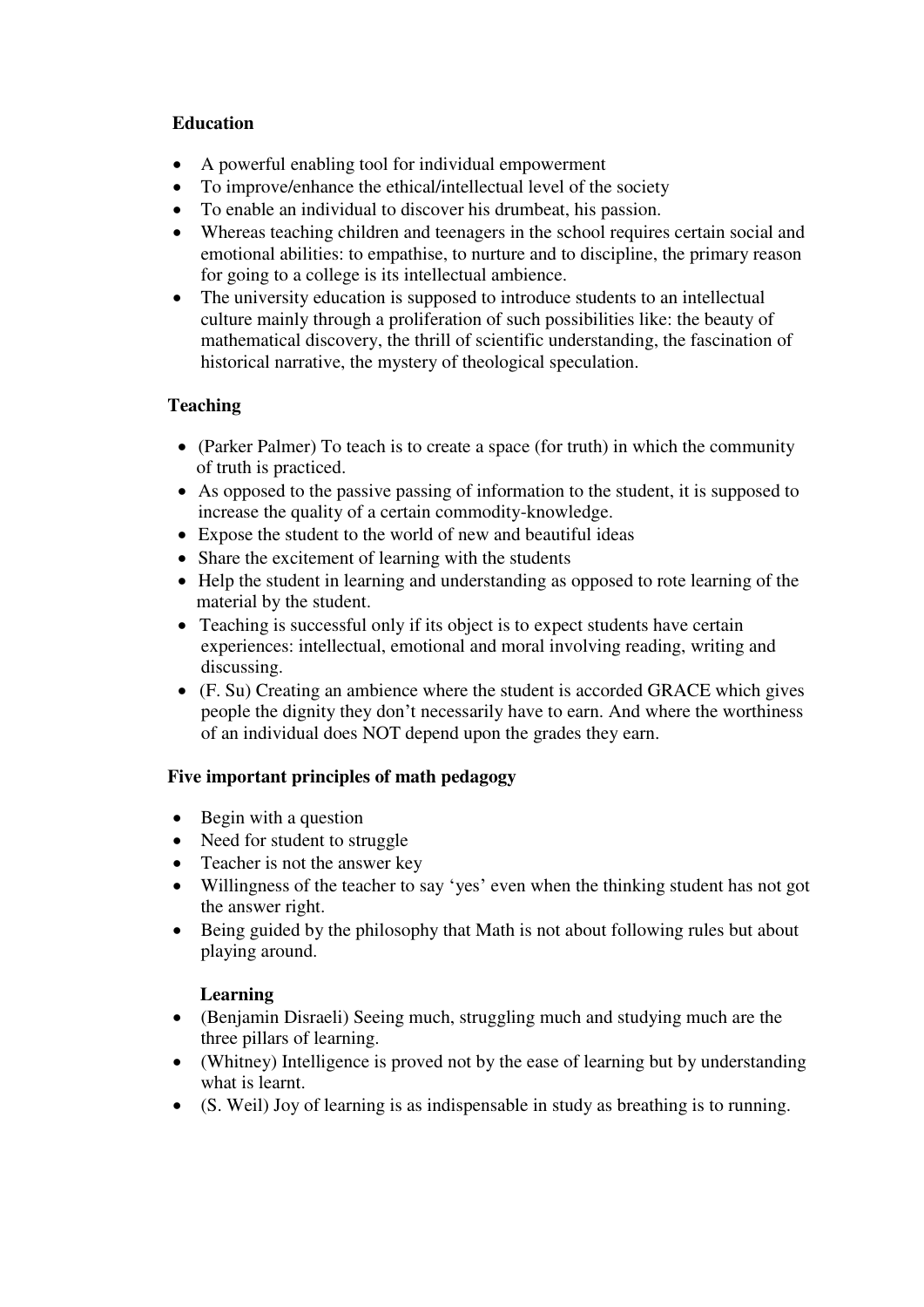## Education

- A powerful enabling tool for individual empowerment
- To improve/enhance the ethical/intellectual level of the society
- To enable an individual to discover his drumbeat, his passion.
- Whereas teaching children and teenagers in the school requires certain social and emotional abilities: to empathise, to nurture and to discipline, the primary reason for going to a college is its intellectual ambience.
- The university education is supposed to introduce students to an intellectual culture mainly through a proliferation of such possibilities like: the beauty of mathematical discovery, the thrill of scientific understanding, the fascination of historical narrative, the mystery of theological speculation.

## Teaching

- (Parker Palmer) To teach is to create a space (for truth) in which the community of truth is practiced.
- As opposed to the passive passing of information to the student, it is supposed to increase the quality of a certain commodity-knowledge.
- Expose the student to the world of new and beautiful ideas
- Share the excitement of learning with the students
- Help the student in learning and understanding as opposed to rote learning of the material by the student.
- Teaching is successful only if its object is to expect students have certain experiences: intellectual, emotional and moral involving reading, writing and discussing.
- (F. Su) Creating an ambience where the student is accorded GRACE which gives people the dignity they don't necessarily have to earn. And where the worthiness of an individual does NOT depend upon the grades they earn.

## Five important principles of math pedagogy

- Begin with a question
- Need for student to struggle
- Teacher is not the answer key
- Willingness of the teacher to say 'yes' even when the thinking student has not got the answer right.
- Being guided by the philosophy that Math is not about following rules but about playing around.

## Learning

- (Benjamin Disraeli) Seeing much, struggling much and studying much are the three pillars of learning.
- (Whitney) Intelligence is proved not by the ease of learning but by understanding what is learnt.
- (S. Weil) Joy of learning is as indispensable in study as breathing is to running.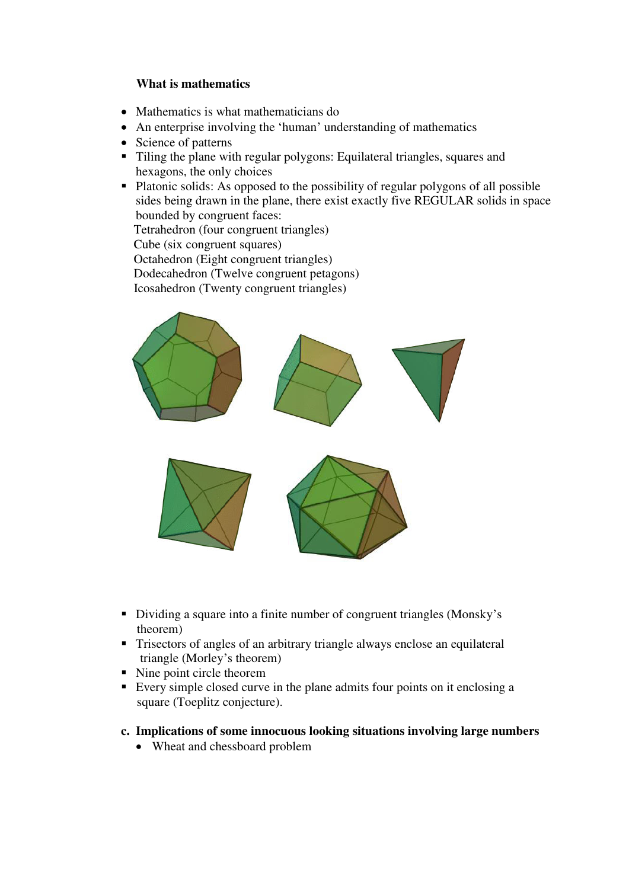**What is mathematics**

- Mathematics is what mathematicians do
- An enterprise involving the 'human' understanding of mathematics
- Science of patterns
- Tiling the plane with regular polygons: Equilateral triangles, squares and hexagons, the only choices
- Platonic solids: As opposed to the possibility of regular polygons of all possible sides being drawn in the plane, there exist exactly five REGULAR solids in space bounded by congruent faces:

  Tetrahedron (four congruent triangles)
  Cube (six congruent squares)
  Octahedron (Eight congruent triangles)
  Dodecahedron (Twelve congruent petagons)
  Icosahedron (Twenty congruent triangles)

- Dividing a square into a finite number of congruent triangles (Monsky's theorem)
- Trisectors of angles of an arbitrary triangle always enclose an equilateral triangle (Morley's theorem)
- Nine point circle theorem
- Every simple closed curve in the plane admits four points on it enclosing a square (Toeplitz conjecture).

**c. Implications of some innocuous looking situations involving large numbers**

- Wheat and chessboard problem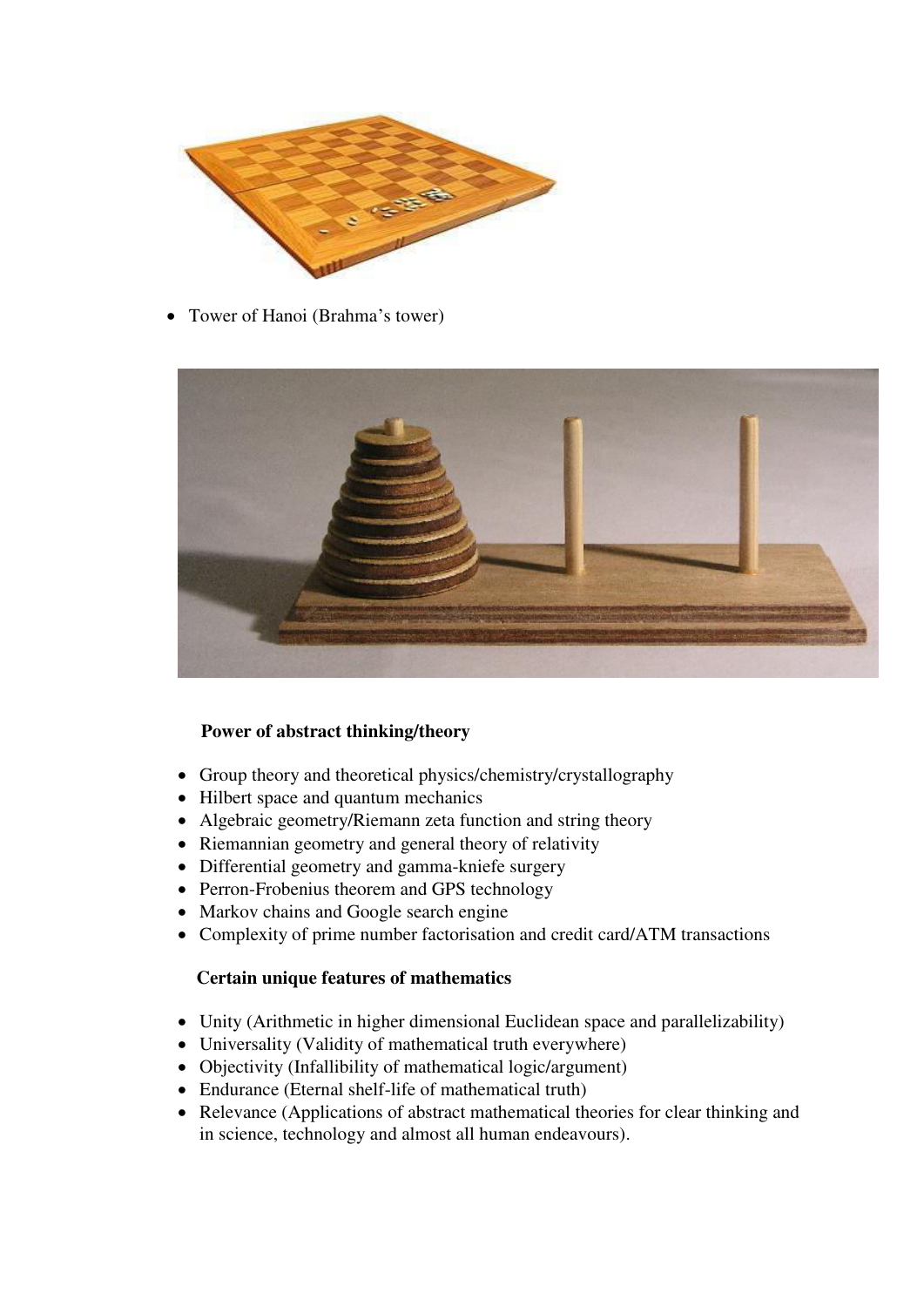- Tower of Hanoi (Brahma's tower)

**Power of abstract thinking/theory**

- Group theory and theoretical physics/chemistry/crystallography
- Hilbert space and quantum mechanics
- Algebraic geometry/Riemann zeta function and string theory
- Riemannian geometry and general theory of relativity
- Differential geometry and gamma-kniefe surgery
- Perron-Frobenius theorem and GPS technology
- Markov chains and Google search engine
- Complexity of prime number factorisation and credit card/ATM transactions

**Certain unique features of mathematics**

- Unity (Arithmetic in higher dimensional Euclidean space and parallelizability)
- Universality (Validity of mathematical truth everywhere)
- Objectivity (Infallibility of mathematical logic/argument)
- Endurance (Eternal shelf-life of mathematical truth)
- Relevance (Applications of abstract mathematical theories for clear thinking and in science, technology and almost all human endeavours).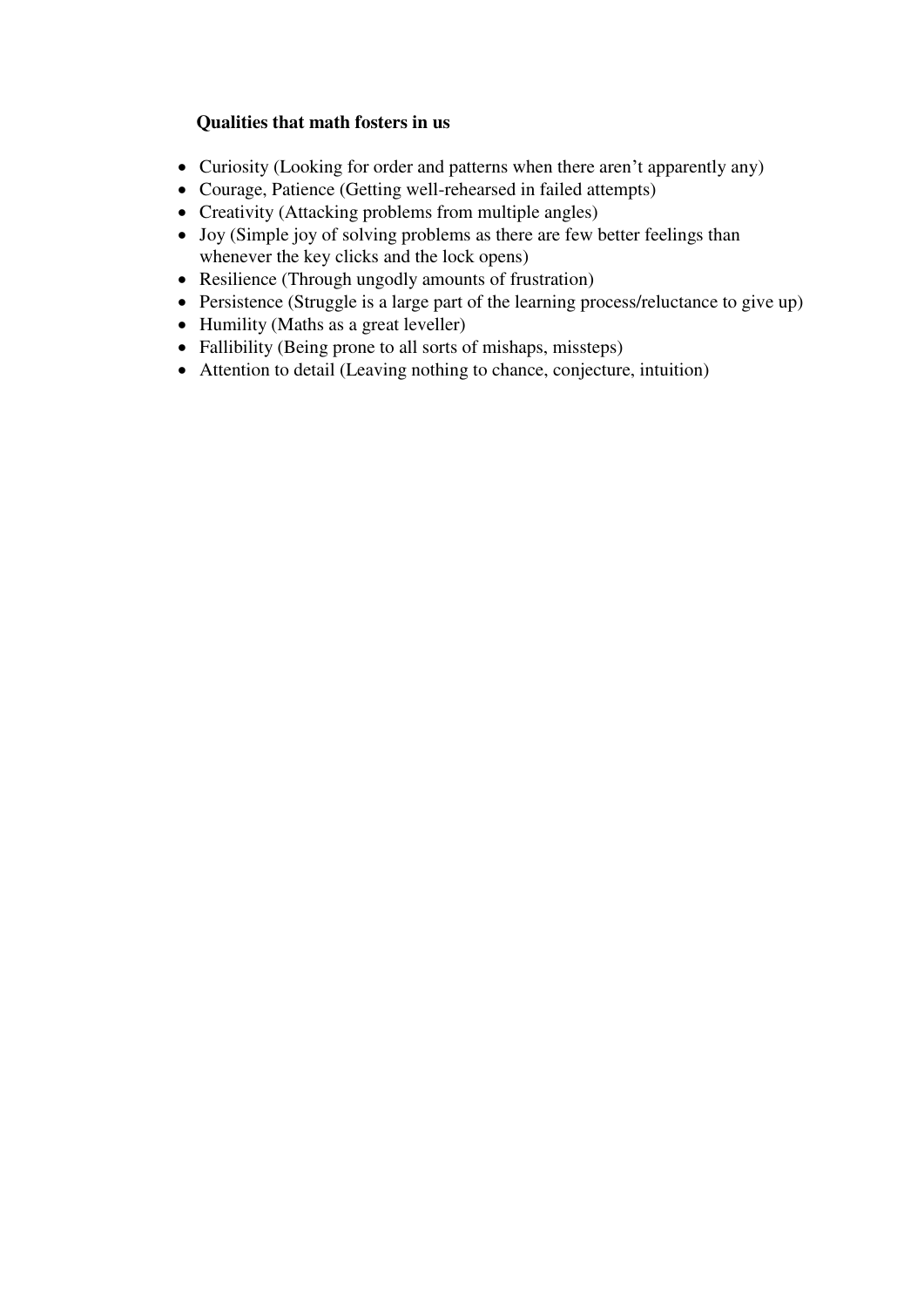**Qualities that math fosters in us**

- Curiosity (Looking for order and patterns when there aren't apparently any)
- Courage, Patience (Getting well-rehearsed in failed attempts)
- Creativity (Attacking problems from multiple angles)
- Joy (Simple joy of solving problems as there are few better feelings than whenever the key clicks and the lock opens)
- Resilience (Through ungodly amounts of frustration)
- Persistence (Struggle is a large part of the learning process/reluctance to give up)
- Humility (Maths as a great leveller)
- Fallibility (Being prone to all sorts of mishaps, missteps)
- Attention to detail (Leaving nothing to chance, conjecture, intuition)